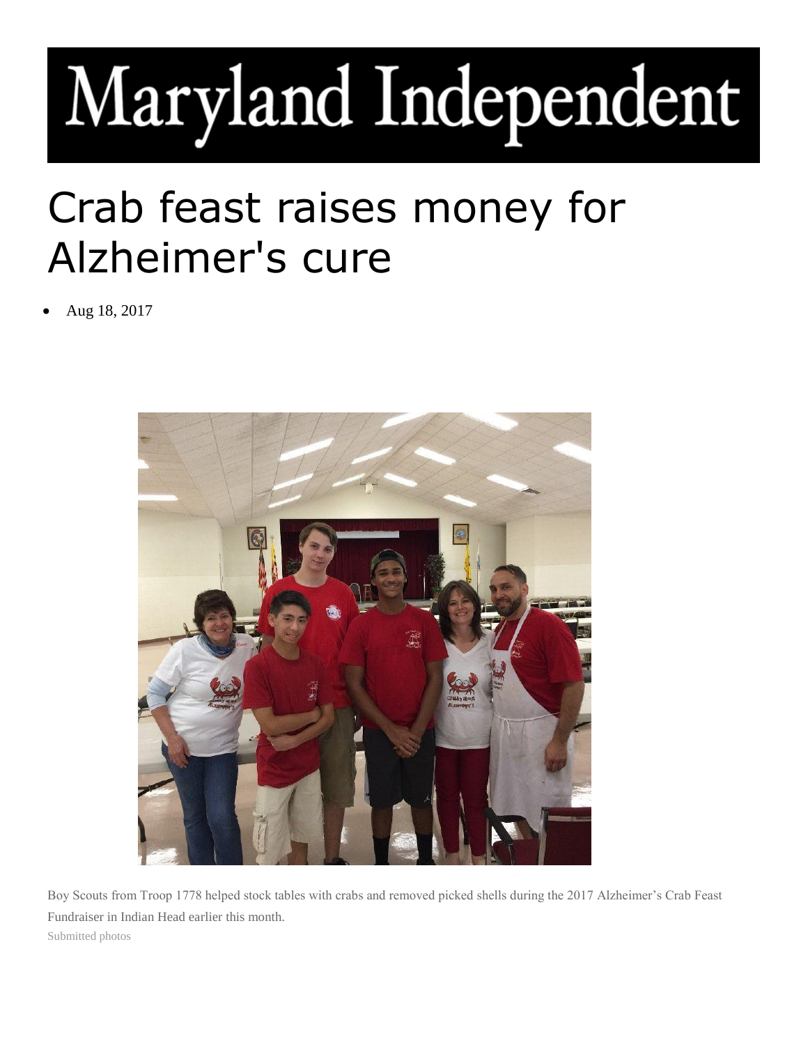# Maryland Independent

# Crab feast raises money for Alzheimer's cure

- Aug 18, 2017

Boy Scouts from Troop 1778 helped stock tables with crabs and removed picked shells during the 2017 Alzheimer's Crab Feast Fundraiser in Indian Head earlier this month.

Submitted photos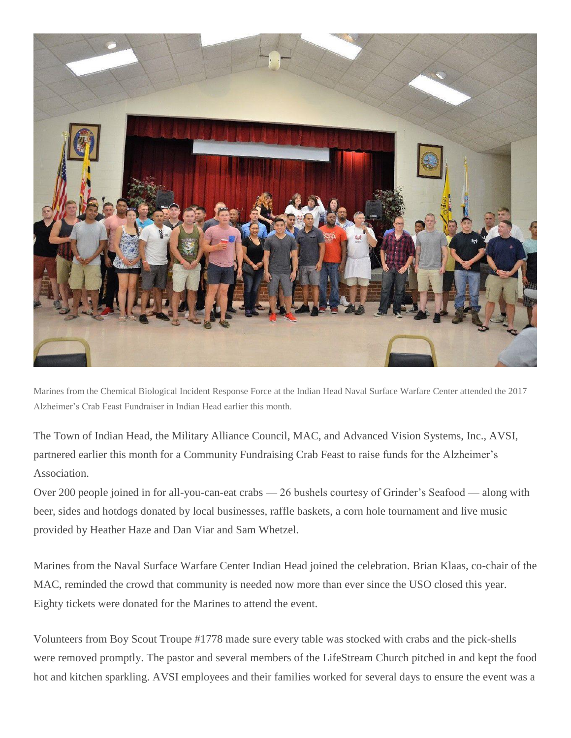Marines from the Chemical Biological Incident Response Force at the Indian Head Naval Surface Warfare Center attended the 2017 Alzheimer's Crab Feast Fundraiser in Indian Head earlier this month.

The Town of Indian Head, the Military Alliance Council, MAC, and Advanced Vision Systems, Inc., AVSI, partnered earlier this month for a Community Fundraising Crab Feast to raise funds for the Alzheimer's Association.

Over 200 people joined in for all-you-can-eat crabs — 26 bushels courtesy of Grinder's Seafood — along with beer, sides and hotdogs donated by local businesses, raffle baskets, a corn hole tournament and live music provided by Heather Haze and Dan Viar and Sam Whetzel.

Marines from the Naval Surface Warfare Center Indian Head joined the celebration. Brian Klaas, co-chair of the MAC, reminded the crowd that community is needed now more than ever since the USO closed this year. Eighty tickets were donated for the Marines to attend the event.

Volunteers from Boy Scout Troupe #1778 made sure every table was stocked with crabs and the pick-shells were removed promptly. The pastor and several members of the LifeStream Church pitched in and kept the food hot and kitchen sparkling. AVSI employees and their families worked for several days to ensure the event was a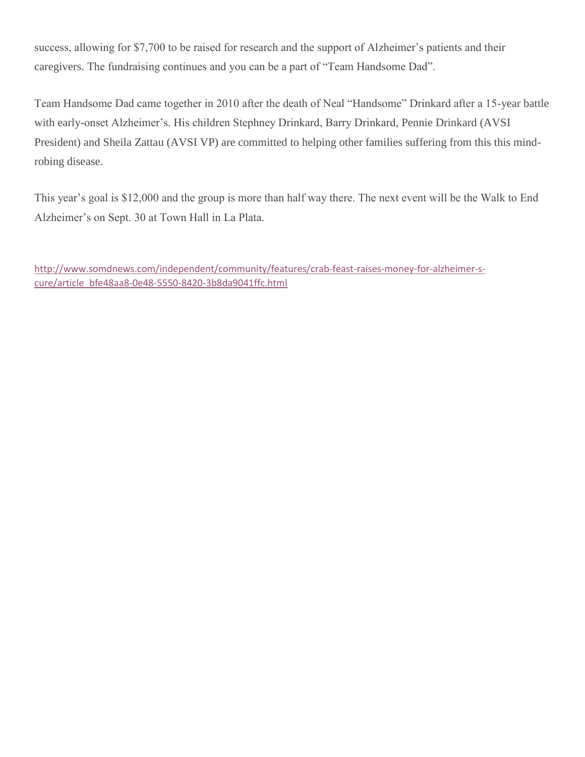success, allowing for $7,700 to be raised for research and the support of Alzheimer's patients and their caregivers. The fundraising continues and you can be a part of "Team Handsome Dad".

Team Handsome Dad came together in 2010 after the death of Neal "Handsome" Drinkard after a 15-year battle with early-onset Alzheimer's. His children Stephney Drinkard, Barry Drinkard, Pennie Drinkard (AVSI President) and Sheila Zattau (AVSI VP) are committed to helping other families suffering from this this mind-robing disease.

This year's goal is $12,000 and the group is more than half way there. The next event will be the Walk to End Alzheimer's on Sept. 30 at Town Hall in La Plata.

http://www.somdnews.com/independent/community/features/crab-feast-raises-money-for-alzheimer-s-cure/article_bfe48aa8-0e48-5550-8420-3b8da9041ffc.html